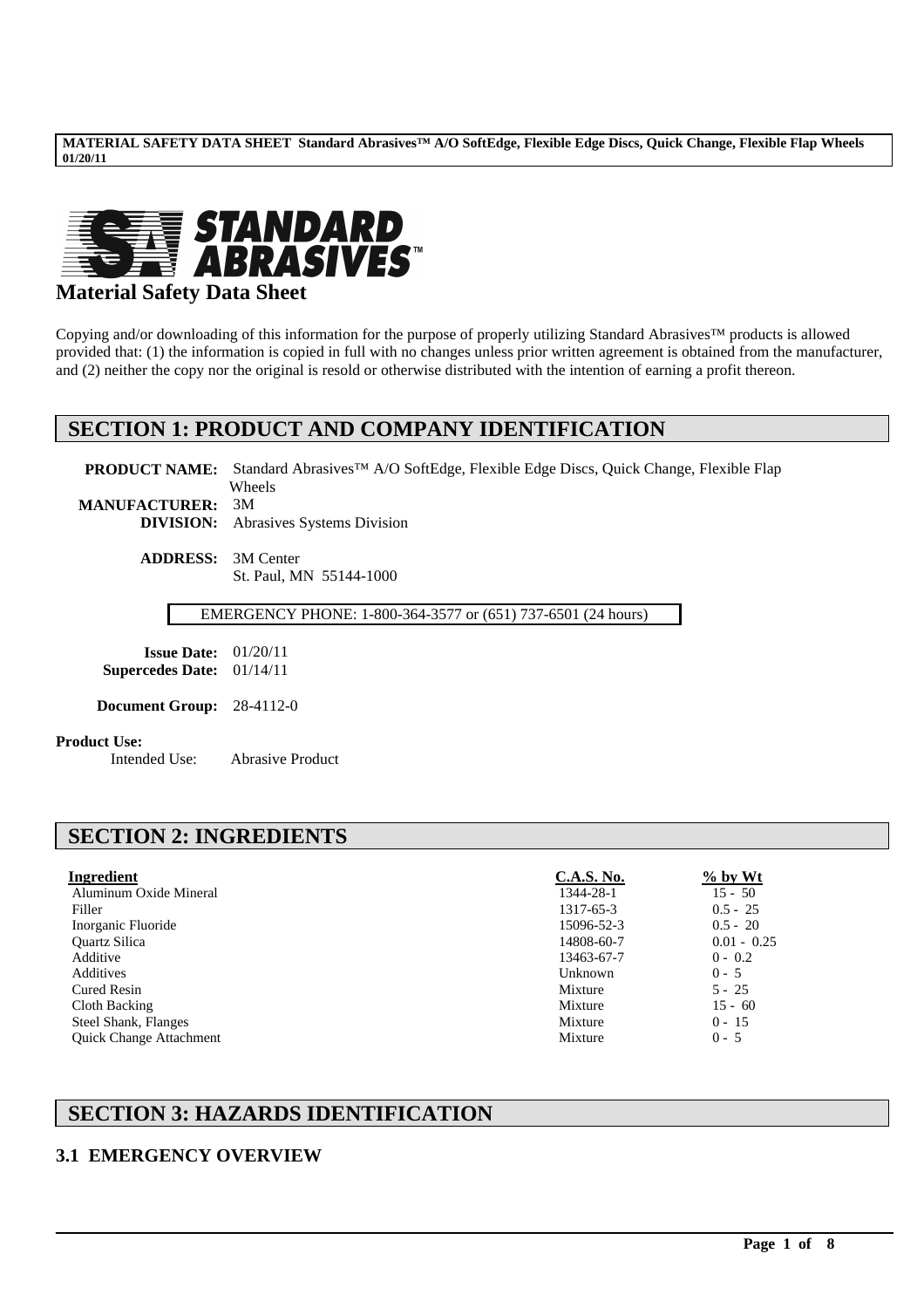STANDARD ABRASIVES™

# Material Safety Data Sheet

Copying and/or downloading of this information for the purpose of properly utilizing Standard Abrasives™ products is allowed provided that: (1) the information is copied in full with no changes unless prior written agreement is obtained from the manufacturer, and (2) neither the copy nor the original is resold or otherwise distributed with the intention of earning a profit thereon.

## SECTION 1: PRODUCT AND COMPANY IDENTIFICATION

**PRODUCT NAME:** Standard Abrasives™ A/O SoftEdge, Flexible Edge Discs, Quick Change, Flexible Flap Wheels
**MANUFACTURER:** 3M
**DIVISION:** Abrasives Systems Division

**ADDRESS:** 3M Center
St. Paul, MN 55144-1000

EMERGENCY PHONE: 1-800-364-3577 or (651) 737-6501 (24 hours)

**Issue Date:** 01/20/11
**Supercedes Date:** 01/14/11

**Document Group:** 28-4112-0

**Product Use:**
Intended Use: Abrasive Product

## SECTION 2: INGREDIENTS

| Ingredient | C.A.S. No. | % by Wt |
|---|---|---|
| Aluminum Oxide Mineral | 1344-28-1 | 15 - 50 |
| Filler | 1317-65-3 | 0.5 - 25 |
| Inorganic Fluoride | 15096-52-3 | 0.5 - 20 |
| Quartz Silica | 14808-60-7 | 0.01 - 0.25 |
| Additive | 13463-67-7 | 0 - 0.2 |
| Additives | Unknown | 0 - 5 |
| Cured Resin | Mixture | 5 - 25 |
| Cloth Backing | Mixture | 15 - 60 |
| Steel Shank, Flanges | Mixture | 0 - 15 |
| Quick Change Attachment | Mixture | 0 - 5 |

## SECTION 3: HAZARDS IDENTIFICATION

### 3.1 EMERGENCY OVERVIEW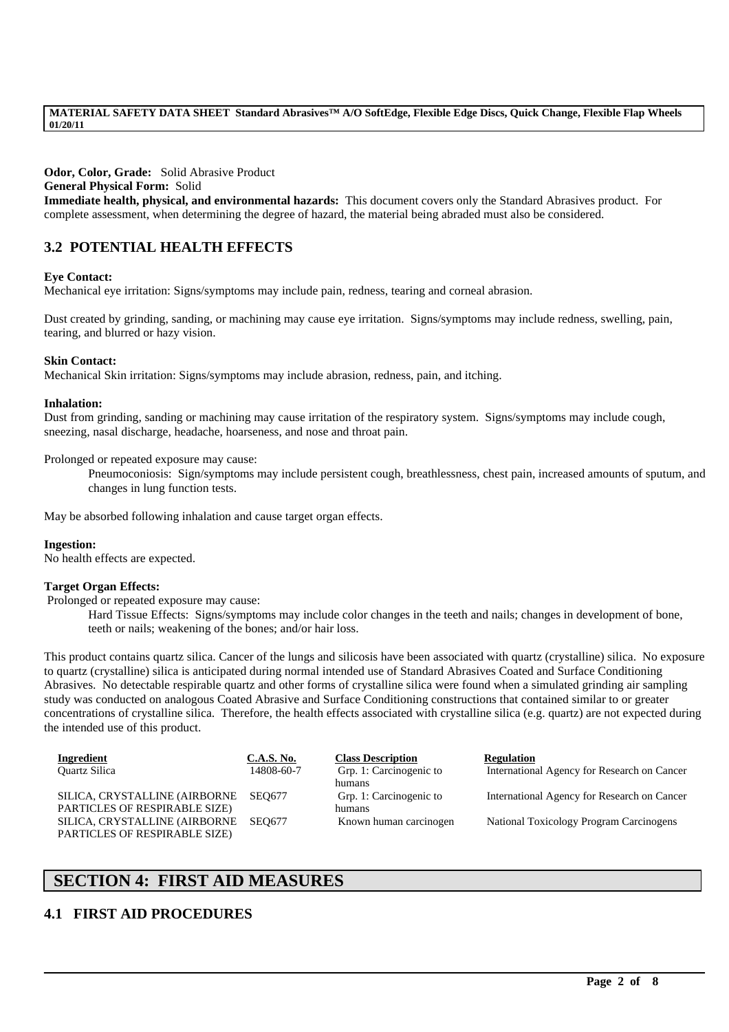**Odor, Color, Grade:** Solid Abrasive Product
**General Physical Form:** Solid
**Immediate health, physical, and environmental hazards:** This document covers only the Standard Abrasives product. For complete assessment, when determining the degree of hazard, the material being abraded must also be considered.

## 3.2 POTENTIAL HEALTH EFFECTS

**Eye Contact:**
Mechanical eye irritation: Signs/symptoms may include pain, redness, tearing and corneal abrasion.

Dust created by grinding, sanding, or machining may cause eye irritation. Signs/symptoms may include redness, swelling, pain, tearing, and blurred or hazy vision.

**Skin Contact:**
Mechanical Skin irritation: Signs/symptoms may include abrasion, redness, pain, and itching.

**Inhalation:**
Dust from grinding, sanding or machining may cause irritation of the respiratory system. Signs/symptoms may include cough, sneezing, nasal discharge, headache, hoarseness, and nose and throat pain.

Prolonged or repeated exposure may cause:

Pneumoconiosis: Sign/symptoms may include persistent cough, breathlessness, chest pain, increased amounts of sputum, and changes in lung function tests.

May be absorbed following inhalation and cause target organ effects.

**Ingestion:**
No health effects are expected.

**Target Organ Effects:**
Prolonged or repeated exposure may cause:

Hard Tissue Effects: Signs/symptoms may include color changes in the teeth and nails; changes in development of bone, teeth or nails; weakening of the bones; and/or hair loss.

This product contains quartz silica. Cancer of the lungs and silicosis have been associated with quartz (crystalline) silica. No exposure to quartz (crystalline) silica is anticipated during normal intended use of Standard Abrasives Coated and Surface Conditioning Abrasives. No detectable respirable quartz and other forms of crystalline silica were found when a simulated grinding air sampling study was conducted on analogous Coated Abrasive and Surface Conditioning constructions that contained similar to or greater concentrations of crystalline silica. Therefore, the health effects associated with crystalline silica (e.g. quartz) are not expected during the intended use of this product.

| Ingredient | C.A.S. No. | Class Description | Regulation |
|---|---|---|---|
| Quartz Silica | 14808-60-7 | Grp. 1: Carcinogenic to humans | International Agency for Research on Cancer |
| SILICA, CRYSTALLINE (AIRBORNE PARTICLES OF RESPIRABLE SIZE) | SEQ677 | Grp. 1: Carcinogenic to humans | International Agency for Research on Cancer |
| SILICA, CRYSTALLINE (AIRBORNE PARTICLES OF RESPIRABLE SIZE) | SEQ677 | Known human carcinogen | National Toxicology Program Carcinogens |

# SECTION 4: FIRST AID MEASURES

## 4.1 FIRST AID PROCEDURES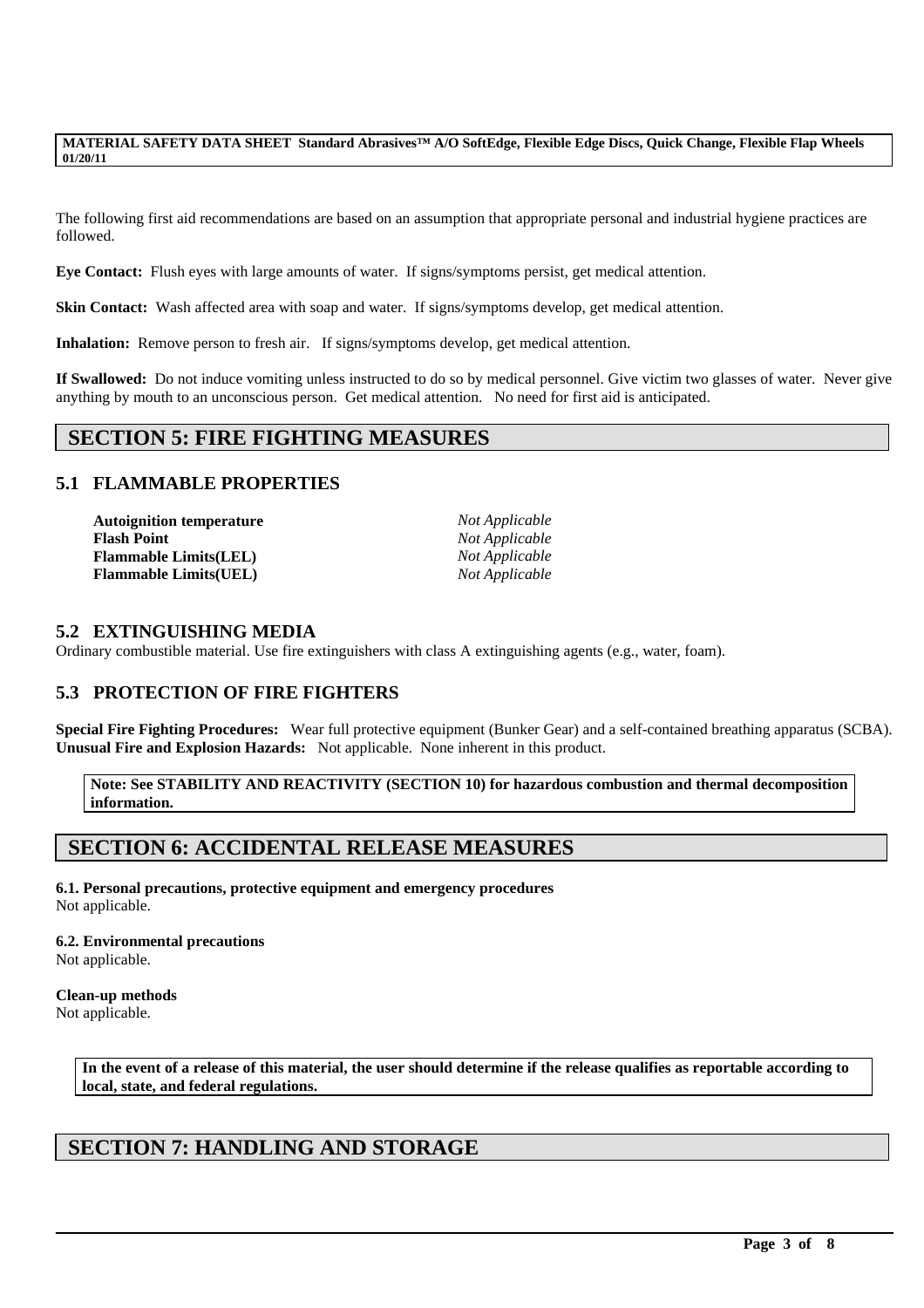The following first aid recommendations are based on an assumption that appropriate personal and industrial hygiene practices are followed.

**Eye Contact:** Flush eyes with large amounts of water. If signs/symptoms persist, get medical attention.

**Skin Contact:** Wash affected area with soap and water. If signs/symptoms develop, get medical attention.

**Inhalation:** Remove person to fresh air. If signs/symptoms develop, get medical attention.

**If Swallowed:** Do not induce vomiting unless instructed to do so by medical personnel. Give victim two glasses of water. Never give anything by mouth to an unconscious person. Get medical attention. No need for first aid is anticipated.

## SECTION 5: FIRE FIGHTING MEASURES

### 5.1 FLAMMABLE PROPERTIES

| | |
|---|---|
| **Autoignition temperature** | *Not Applicable* |
| **Flash Point** | *Not Applicable* |
| **Flammable Limits(LEL)** | *Not Applicable* |
| **Flammable Limits(UEL)** | *Not Applicable* |

### 5.2 EXTINGUISHING MEDIA

Ordinary combustible material. Use fire extinguishers with class A extinguishing agents (e.g., water, foam).

### 5.3 PROTECTION OF FIRE FIGHTERS

**Special Fire Fighting Procedures:** Wear full protective equipment (Bunker Gear) and a self-contained breathing apparatus (SCBA).
**Unusual Fire and Explosion Hazards:** Not applicable. None inherent in this product.

**Note: See STABILITY AND REACTIVITY (SECTION 10) for hazardous combustion and thermal decomposition information.**

## SECTION 6: ACCIDENTAL RELEASE MEASURES

**6.1. Personal precautions, protective equipment and emergency procedures**
Not applicable.

**6.2. Environmental precautions**
Not applicable.

**Clean-up methods**
Not applicable.

**In the event of a release of this material, the user should determine if the release qualifies as reportable according to local, state, and federal regulations.**

## SECTION 7: HANDLING AND STORAGE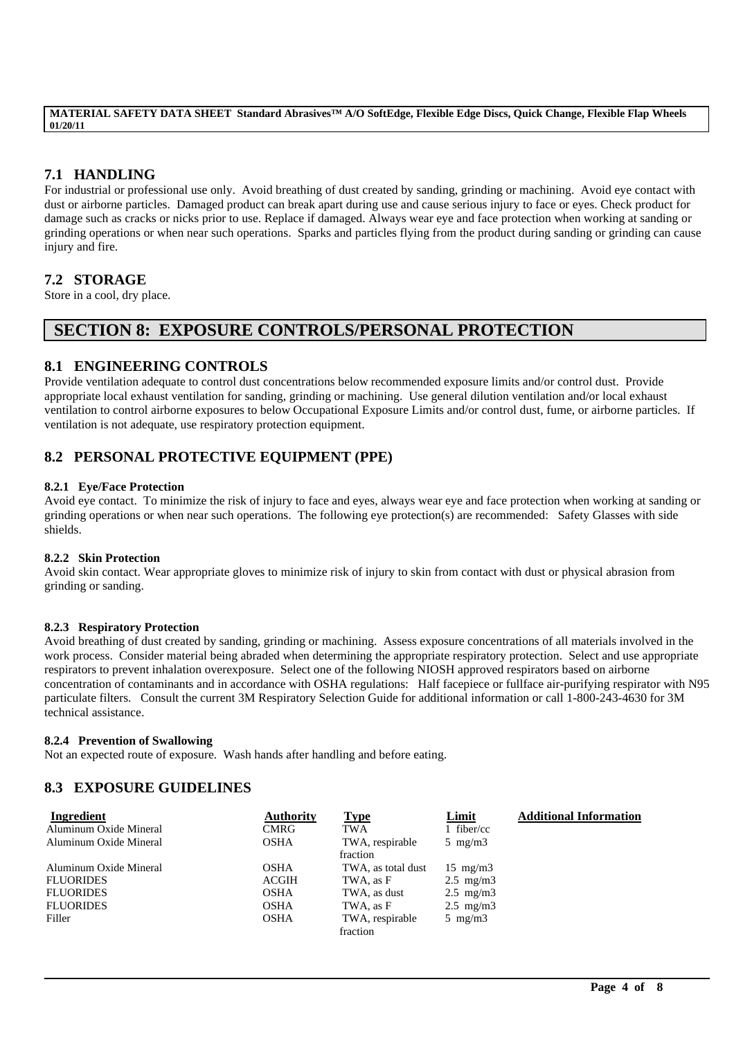## 7.1 HANDLING

For industrial or professional use only. Avoid breathing of dust created by sanding, grinding or machining. Avoid eye contact with dust or airborne particles. Damaged product can break apart during use and cause serious injury to face or eyes. Check product for damage such as cracks or nicks prior to use. Replace if damaged. Always wear eye and face protection when working at sanding or grinding operations or when near such operations. Sparks and particles flying from the product during sanding or grinding can cause injury and fire.

## 7.2 STORAGE

Store in a cool, dry place.

# SECTION 8: EXPOSURE CONTROLS/PERSONAL PROTECTION

## 8.1 ENGINEERING CONTROLS

Provide ventilation adequate to control dust concentrations below recommended exposure limits and/or control dust. Provide appropriate local exhaust ventilation for sanding, grinding or machining. Use general dilution ventilation and/or local exhaust ventilation to control airborne exposures to below Occupational Exposure Limits and/or control dust, fume, or airborne particles. If ventilation is not adequate, use respiratory protection equipment.

## 8.2 PERSONAL PROTECTIVE EQUIPMENT (PPE)

### 8.2.1 Eye/Face Protection

Avoid eye contact. To minimize the risk of injury to face and eyes, always wear eye and face protection when working at sanding or grinding operations or when near such operations. The following eye protection(s) are recommended: Safety Glasses with side shields.

### 8.2.2 Skin Protection

Avoid skin contact. Wear appropriate gloves to minimize risk of injury to skin from contact with dust or physical abrasion from grinding or sanding.

### 8.2.3 Respiratory Protection

Avoid breathing of dust created by sanding, grinding or machining. Assess exposure concentrations of all materials involved in the work process. Consider material being abraded when determining the appropriate respiratory protection. Select and use appropriate respirators to prevent inhalation overexposure. Select one of the following NIOSH approved respirators based on airborne concentration of contaminants and in accordance with OSHA regulations: Half facepiece or fullface air-purifying respirator with N95 particulate filters. Consult the current 3M Respiratory Selection Guide for additional information or call 1-800-243-4630 for 3M technical assistance.

### 8.2.4 Prevention of Swallowing

Not an expected route of exposure. Wash hands after handling and before eating.

## 8.3 EXPOSURE GUIDELINES

| Ingredient | Authority | Type | Limit | Additional Information |
|---|---|---|---|---|
| Aluminum Oxide Mineral | CMRG | TWA | 1 fiber/cc | |
| Aluminum Oxide Mineral | OSHA | TWA, respirable fraction | 5 mg/m3 | |
| Aluminum Oxide Mineral | OSHA | TWA, as total dust | 15 mg/m3 | |
| FLUORIDES | ACGIH | TWA, as F | 2.5 mg/m3 | |
| FLUORIDES | OSHA | TWA, as dust | 2.5 mg/m3 | |
| FLUORIDES | OSHA | TWA, as F | 2.5 mg/m3 | |
| Filler | OSHA | TWA, respirable fraction | 5 mg/m3 | |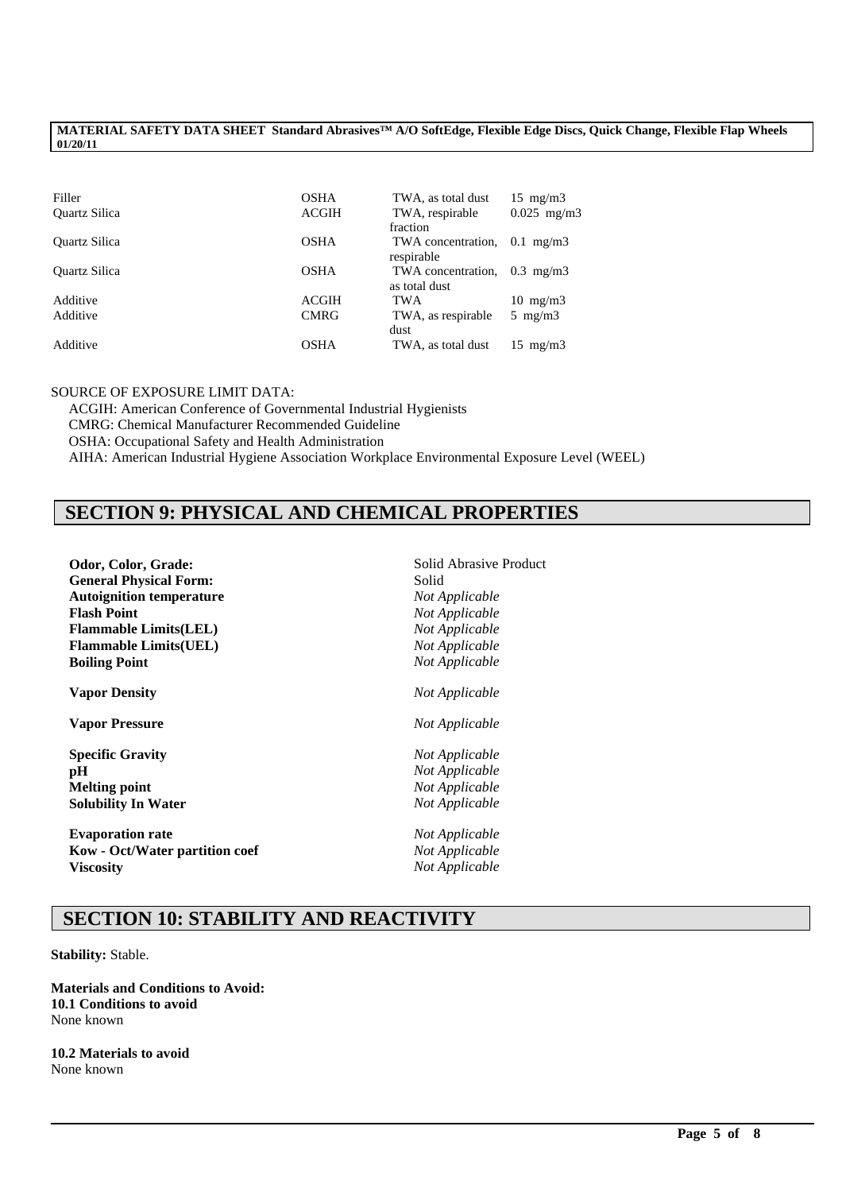| Filler | OSHA | TWA, as total dust | 15 mg/m3 |
|---|---|---|---|
| Quartz Silica | ACGIH | TWA, respirable fraction | 0.025 mg/m3 |
| Quartz Silica | OSHA | TWA concentration, respirable | 0.1 mg/m3 |
| Quartz Silica | OSHA | TWA concentration, as total dust | 0.3 mg/m3 |
| Additive | ACGIH | TWA | 10 mg/m3 |
| Additive | CMRG | TWA, as respirable dust | 5 mg/m3 |
| Additive | OSHA | TWA, as total dust | 15 mg/m3 |

SOURCE OF EXPOSURE LIMIT DATA:

ACGIH: American Conference of Governmental Industrial Hygienists
CMRG: Chemical Manufacturer Recommended Guideline
OSHA: Occupational Safety and Health Administration
AIHA: American Industrial Hygiene Association Workplace Environmental Exposure Level (WEEL)

## SECTION 9: PHYSICAL AND CHEMICAL PROPERTIES

| | |
|---|---|
| **Odor, Color, Grade:** | Solid Abrasive Product |
| **General Physical Form:** | Solid |
| **Autoignition temperature** | *Not Applicable* |
| **Flash Point** | *Not Applicable* |
| **Flammable Limits(LEL)** | *Not Applicable* |
| **Flammable Limits(UEL)** | *Not Applicable* |
| **Boiling Point** | *Not Applicable* |
| **Vapor Density** | *Not Applicable* |
| **Vapor Pressure** | *Not Applicable* |
| **Specific Gravity** | *Not Applicable* |
| **pH** | *Not Applicable* |
| **Melting point** | *Not Applicable* |
| **Solubility In Water** | *Not Applicable* |
| **Evaporation rate** | *Not Applicable* |
| **Kow - Oct/Water partition coef** | *Not Applicable* |
| **Viscosity** | *Not Applicable* |

## SECTION 10: STABILITY AND REACTIVITY

**Stability:** Stable.

**Materials and Conditions to Avoid:**
**10.1 Conditions to avoid**
None known

**10.2 Materials to avoid**
None known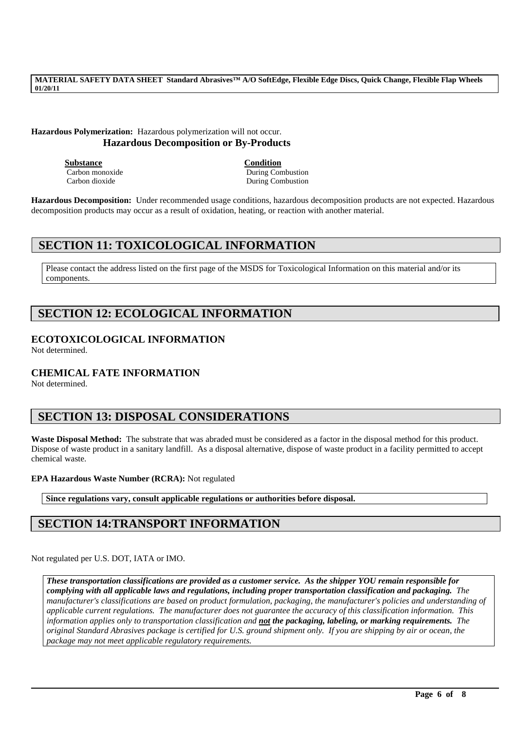**Hazardous Polymerization:** Hazardous polymerization will not occur.

**Hazardous Decomposition or By-Products**

| Substance | Condition |
|---|---|
| Carbon monoxide | During Combustion |
| Carbon dioxide | During Combustion |

**Hazardous Decomposition:** Under recommended usage conditions, hazardous decomposition products are not expected. Hazardous decomposition products may occur as a result of oxidation, heating, or reaction with another material.

## SECTION 11: TOXICOLOGICAL INFORMATION

Please contact the address listed on the first page of the MSDS for Toxicological Information on this material and/or its components.

## SECTION 12: ECOLOGICAL INFORMATION

### ECOTOXICOLOGICAL INFORMATION

Not determined.

### CHEMICAL FATE INFORMATION

Not determined.

## SECTION 13: DISPOSAL CONSIDERATIONS

**Waste Disposal Method:** The substrate that was abraded must be considered as a factor in the disposal method for this product. Dispose of waste product in a sanitary landfill. As a disposal alternative, dispose of waste product in a facility permitted to accept chemical waste.

**EPA Hazardous Waste Number (RCRA):** Not regulated

**Since regulations vary, consult applicable regulations or authorities before disposal.**

## SECTION 14:TRANSPORT INFORMATION

Not regulated per U.S. DOT, IATA or IMO.

***These transportation classifications are provided as a customer service. As the shipper YOU remain responsible for complying with all applicable laws and regulations, including proper transportation classification and packaging.*** *The manufacturer's classifications are based on product formulation, packaging, the manufacturer's policies and understanding of applicable current regulations. The manufacturer does not guarantee the accuracy of this classification information. This information applies only to transportation classification and* ***not the packaging, labeling, or marking requirements.*** *The original Standard Abrasives package is certified for U.S. ground shipment only. If you are shipping by air or ocean, the package may not meet applicable regulatory requirements.*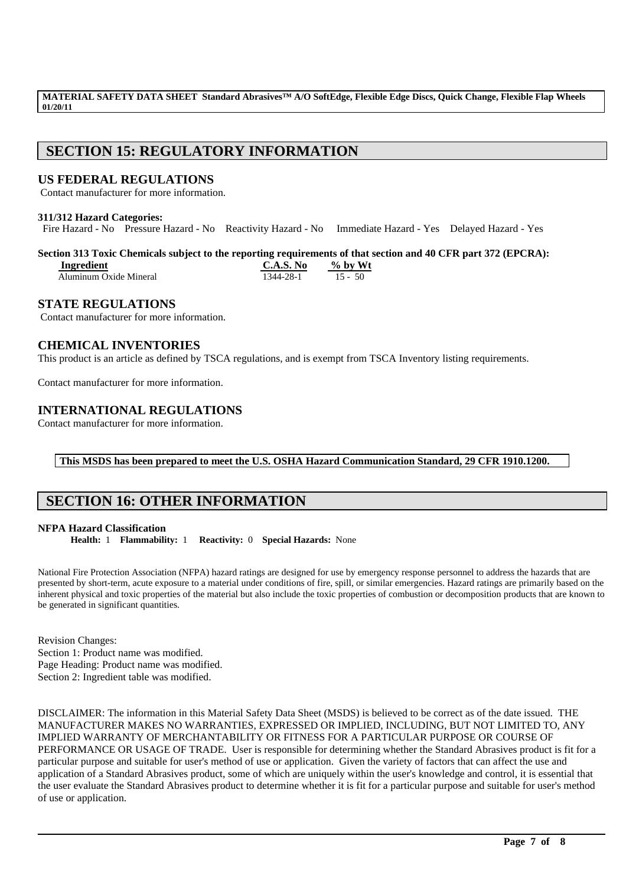# SECTION 15: REGULATORY INFORMATION

## US FEDERAL REGULATIONS

Contact manufacturer for more information.

**311/312 Hazard Categories:**

Fire Hazard - No   Pressure Hazard - No   Reactivity Hazard - No   Immediate Hazard - Yes   Delayed Hazard - Yes

**Section 313 Toxic Chemicals subject to the reporting requirements of that section and 40 CFR part 372 (EPCRA):**

| Ingredient | C.A.S. No | % by Wt |
|---|---|---|
| Aluminum Oxide Mineral | 1344-28-1 | 15 - 50 |

## STATE REGULATIONS

Contact manufacturer for more information.

## CHEMICAL INVENTORIES

This product is an article as defined by TSCA regulations, and is exempt from TSCA Inventory listing requirements.

Contact manufacturer for more information.

## INTERNATIONAL REGULATIONS

Contact manufacturer for more information.

**This MSDS has been prepared to meet the U.S. OSHA Hazard Communication Standard, 29 CFR 1910.1200.**

# SECTION 16: OTHER INFORMATION

**NFPA Hazard Classification**

**Health:** 1   **Flammability:** 1   **Reactivity:** 0   **Special Hazards:** None

National Fire Protection Association (NFPA) hazard ratings are designed for use by emergency response personnel to address the hazards that are presented by short-term, acute exposure to a material under conditions of fire, spill, or similar emergencies. Hazard ratings are primarily based on the inherent physical and toxic properties of the material but also include the toxic properties of combustion or decomposition products that are known to be generated in significant quantities.

Revision Changes:
Section 1: Product name was modified.
Page Heading: Product name was modified.
Section 2: Ingredient table was modified.

DISCLAIMER: The information in this Material Safety Data Sheet (MSDS) is believed to be correct as of the date issued. THE MANUFACTURER MAKES NO WARRANTIES, EXPRESSED OR IMPLIED, INCLUDING, BUT NOT LIMITED TO, ANY IMPLIED WARRANTY OF MERCHANTABILITY OR FITNESS FOR A PARTICULAR PURPOSE OR COURSE OF PERFORMANCE OR USAGE OF TRADE. User is responsible for determining whether the Standard Abrasives product is fit for a particular purpose and suitable for user's method of use or application. Given the variety of factors that can affect the use and application of a Standard Abrasives product, some of which are uniquely within the user's knowledge and control, it is essential that the user evaluate the Standard Abrasives product to determine whether it is fit for a particular purpose and suitable for user's method of use or application.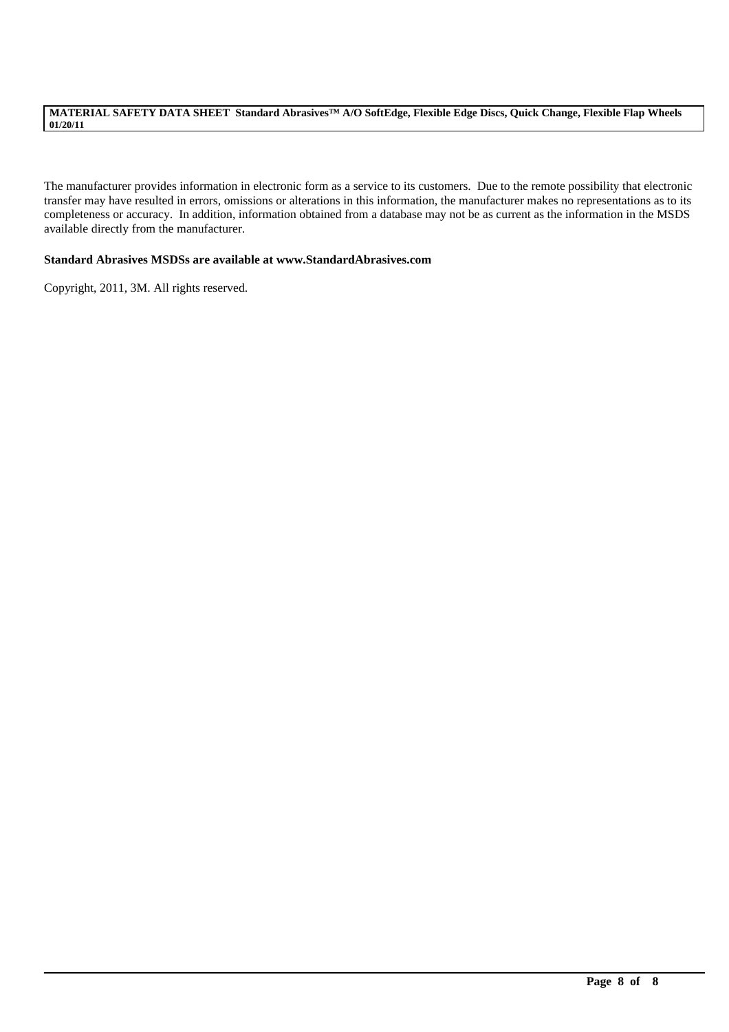The manufacturer provides information in electronic form as a service to its customers. Due to the remote possibility that electronic transfer may have resulted in errors, omissions or alterations in this information, the manufacturer makes no representations as to its completeness or accuracy. In addition, information obtained from a database may not be as current as the information in the MSDS available directly from the manufacturer.

**Standard Abrasives MSDSs are available at www.StandardAbrasives.com**

Copyright, 2011, 3M. All rights reserved.